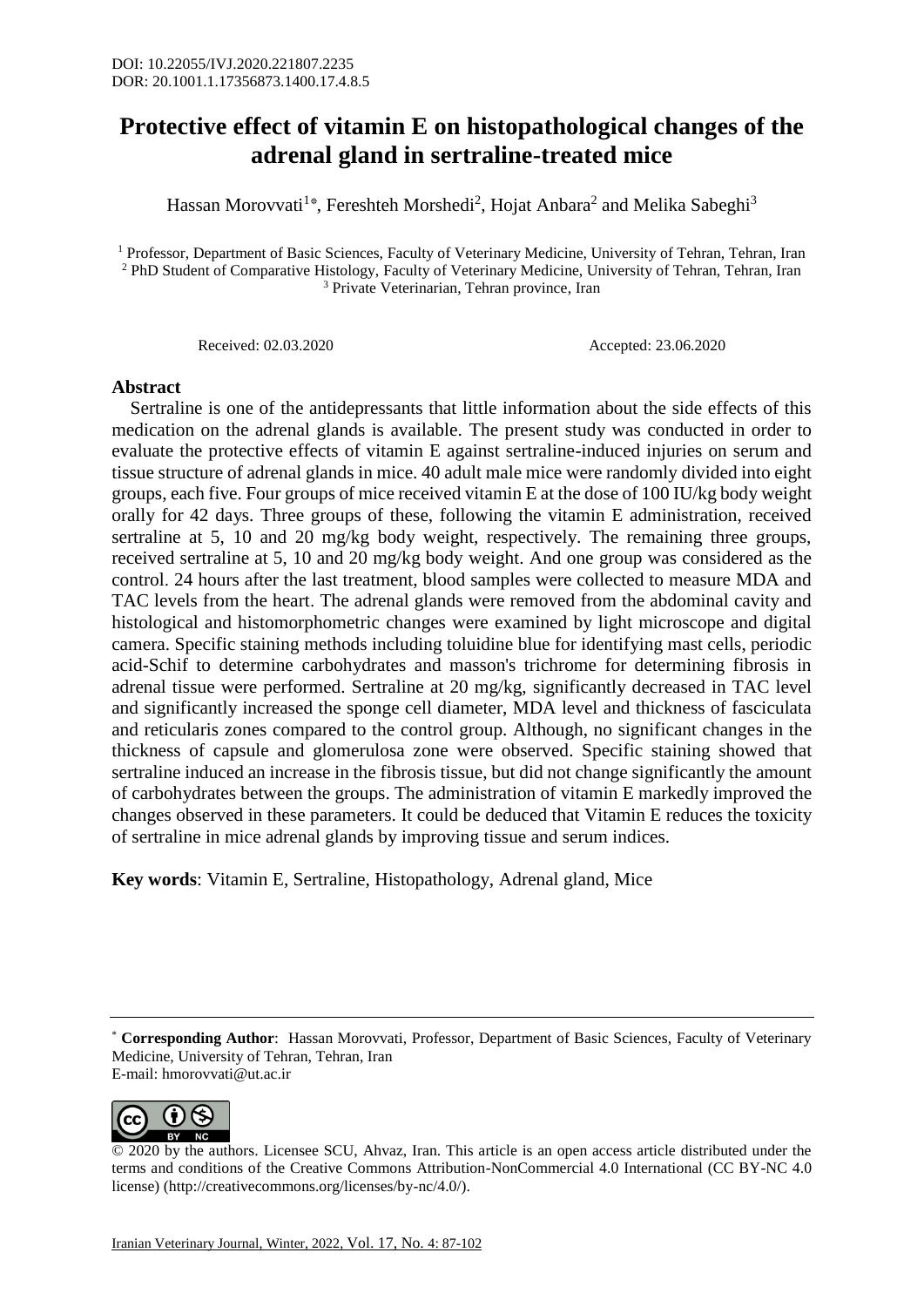DOI: 10.22055/IVJ.2020.221807.2235
DOR: 20.1001.1.17356873.1400.17.4.8.5

# Protective effect of vitamin E on histopathological changes of the adrenal gland in sertraline-treated mice

Hassan Morovvati[1*], Fereshteh Morshedi[2], Hojat Anbara[2] and Melika Sabeghi[3]

[1] Professor, Department of Basic Sciences, Faculty of Veterinary Medicine, University of Tehran, Tehran, Iran
[2] PhD Student of Comparative Histology, Faculty of Veterinary Medicine, University of Tehran, Tehran, Iran
[3] Private Veterinarian, Tehran province, Iran

Received: 02.03.2020 Accepted: 23.06.2020

## Abstract

Sertraline is one of the antidepressants that little information about the side effects of this medication on the adrenal glands is available. The present study was conducted in order to evaluate the protective effects of vitamin E against sertraline-induced injuries on serum and tissue structure of adrenal glands in mice. 40 adult male mice were randomly divided into eight groups, each five. Four groups of mice received vitamin E at the dose of 100 IU/kg body weight orally for 42 days. Three groups of these, following the vitamin E administration, received sertraline at 5, 10 and 20 mg/kg body weight, respectively. The remaining three groups, received sertraline at 5, 10 and 20 mg/kg body weight. And one group was considered as the control. 24 hours after the last treatment, blood samples were collected to measure MDA and TAC levels from the heart. The adrenal glands were removed from the abdominal cavity and histological and histomorphometric changes were examined by light microscope and digital camera. Specific staining methods including toluidine blue for identifying mast cells, periodic acid-Schif to determine carbohydrates and masson's trichrome for determining fibrosis in adrenal tissue were performed. Sertraline at 20 mg/kg, significantly decreased in TAC level and significantly increased the sponge cell diameter, MDA level and thickness of fasciculata and reticularis zones compared to the control group. Although, no significant changes in the thickness of capsule and glomerulosa zone were observed. Specific staining showed that sertraline induced an increase in the fibrosis tissue, but did not change significantly the amount of carbohydrates between the groups. The administration of vitamin E markedly improved the changes observed in these parameters. It could be deduced that Vitamin E reduces the toxicity of sertraline in mice adrenal glands by improving tissue and serum indices.

**Key words**: Vitamin E, Sertraline, Histopathology, Adrenal gland, Mice

---

* **Corresponding Author**: Hassan Morovvati, Professor, Department of Basic Sciences, Faculty of Veterinary Medicine, University of Tehran, Tehran, Iran
E-mail: hmorovvati@ut.ac.ir

© 2020 by the authors. Licensee SCU, Ahvaz, Iran. This article is an open access article distributed under the terms and conditions of the Creative Commons Attribution-NonCommercial 4.0 International (CC BY-NC 4.0 license) (http://creativecommons.org/licenses/by-nc/4.0/).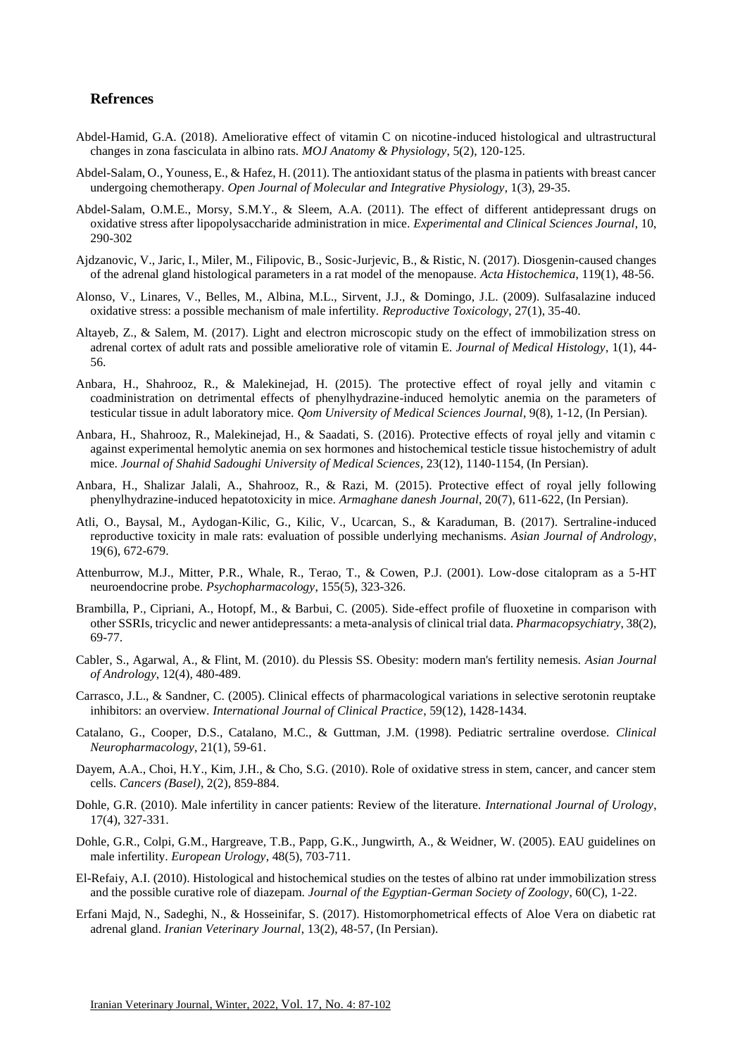## Refrences

Abdel-Hamid, G.A. (2018). Ameliorative effect of vitamin C on nicotine-induced histological and ultrastructural changes in zona fasciculata in albino rats. *MOJ Anatomy & Physiology*, 5(2), 120-125.

Abdel-Salam, O., Youness, E., & Hafez, H. (2011). The antioxidant status of the plasma in patients with breast cancer undergoing chemotherapy. *Open Journal of Molecular and Integrative Physiology*, 1(3), 29-35.

Abdel-Salam, O.M.E., Morsy, S.M.Y., & Sleem, A.A. (2011). The effect of different antidepressant drugs on oxidative stress after lipopolysaccharide administration in mice. *Experimental and Clinical Sciences Journal*, 10, 290-302

Ajdzanovic, V., Jaric, I., Miler, M., Filipovic, B., Sosic-Jurjevic, B., & Ristic, N. (2017). Diosgenin-caused changes of the adrenal gland histological parameters in a rat model of the menopause. *Acta Histochemica*, 119(1), 48-56.

Alonso, V., Linares, V., Belles, M., Albina, M.L., Sirvent, J.J., & Domingo, J.L. (2009). Sulfasalazine induced oxidative stress: a possible mechanism of male infertility. *Reproductive Toxicology*, 27(1), 35-40.

Altayeb, Z., & Salem, M. (2017). Light and electron microscopic study on the effect of immobilization stress on adrenal cortex of adult rats and possible ameliorative role of vitamin E. *Journal of Medical Histology*, 1(1), 44-56.

Anbara, H., Shahrooz, R., & Malekinejad, H. (2015). The protective effect of royal jelly and vitamin c coadministration on detrimental effects of phenylhydrazine-induced hemolytic anemia on the parameters of testicular tissue in adult laboratory mice. *Qom University of Medical Sciences Journal*, 9(8), 1-12, (In Persian).

Anbara, H., Shahrooz, R., Malekinejad, H., & Saadati, S. (2016). Protective effects of royal jelly and vitamin c against experimental hemolytic anemia on sex hormones and histochemical testicle tissue histochemistry of adult mice. *Journal of Shahid Sadoughi University of Medical Sciences*, 23(12), 1140-1154, (In Persian).

Anbara, H., Shalizar Jalali, A., Shahrooz, R., & Razi, M. (2015). Protective effect of royal jelly following phenylhydrazine-induced hepatotoxicity in mice. *Armaghane danesh Journal*, 20(7), 611-622, (In Persian).

Atli, O., Baysal, M., Aydogan-Kilic, G., Kilic, V., Ucarcan, S., & Karaduman, B. (2017). Sertraline-induced reproductive toxicity in male rats: evaluation of possible underlying mechanisms. *Asian Journal of Andrology*, 19(6), 672-679.

Attenburrow, M.J., Mitter, P.R., Whale, R., Terao, T., & Cowen, P.J. (2001). Low-dose citalopram as a 5-HT neuroendocrine probe. *Psychopharmacology*, 155(5), 323-326.

Brambilla, P., Cipriani, A., Hotopf, M., & Barbui, C. (2005). Side-effect profile of fluoxetine in comparison with other SSRIs, tricyclic and newer antidepressants: a meta-analysis of clinical trial data. *Pharmacopsychiatry*, 38(2), 69-77.

Cabler, S., Agarwal, A., & Flint, M. (2010). du Plessis SS. Obesity: modern man's fertility nemesis. *Asian Journal of Andrology*, 12(4), 480-489.

Carrasco, J.L., & Sandner, C. (2005). Clinical effects of pharmacological variations in selective serotonin reuptake inhibitors: an overview. *International Journal of Clinical Practice*, 59(12), 1428-1434.

Catalano, G., Cooper, D.S., Catalano, M.C., & Guttman, J.M. (1998). Pediatric sertraline overdose. *Clinical Neuropharmacology*, 21(1), 59-61.

Dayem, A.A., Choi, H.Y., Kim, J.H., & Cho, S.G. (2010). Role of oxidative stress in stem, cancer, and cancer stem cells. *Cancers (Basel)*, 2(2), 859-884.

Dohle, G.R. (2010). Male infertility in cancer patients: Review of the literature. *International Journal of Urology*, 17(4), 327-331.

Dohle, G.R., Colpi, G.M., Hargreave, T.B., Papp, G.K., Jungwirth, A., & Weidner, W. (2005). EAU guidelines on male infertility. *European Urology*, 48(5), 703-711.

El-Refaiy, A.I. (2010). Histological and histochemical studies on the testes of albino rat under immobilization stress and the possible curative role of diazepam. *Journal of the Egyptian-German Society of Zoology*, 60(C), 1-22.

Erfani Majd, N., Sadeghi, N., & Hosseinifar, S. (2017). Histomorphometrical effects of Aloe Vera on diabetic rat adrenal gland. *Iranian Veterinary Journal*, 13(2), 48-57, (In Persian).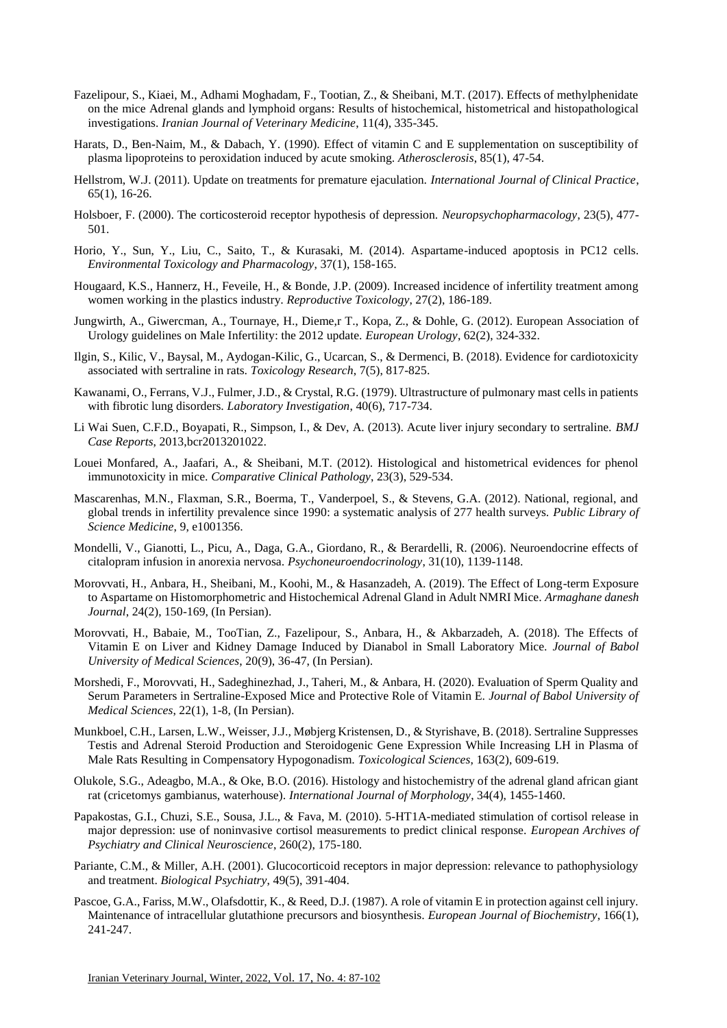Fazelipour, S., Kiaei, M., Adhami Moghadam, F., Tootian, Z., & Sheibani, M.T. (2017). Effects of methylphenidate on the mice Adrenal glands and lymphoid organs: Results of histochemical, histometrical and histopathological investigations. *Iranian Journal of Veterinary Medicine*, 11(4), 335-345.

Harats, D., Ben-Naim, M., & Dabach, Y. (1990). Effect of vitamin C and E supplementation on susceptibility of plasma lipoproteins to peroxidation induced by acute smoking. *Atherosclerosis*, 85(1), 47-54.

Hellstrom, W.J. (2011). Update on treatments for premature ejaculation. *International Journal of Clinical Practice*, 65(1), 16-26.

Holsboer, F. (2000). The corticosteroid receptor hypothesis of depression. *Neuropsychopharmacology*, 23(5), 477-501.

Horio, Y., Sun, Y., Liu, C., Saito, T., & Kurasaki, M. (2014). Aspartame-induced apoptosis in PC12 cells. *Environmental Toxicology and Pharmacology*, 37(1), 158-165.

Hougaard, K.S., Hannerz, H., Feveile, H., & Bonde, J.P. (2009). Increased incidence of infertility treatment among women working in the plastics industry. *Reproductive Toxicology*, 27(2), 186-189.

Jungwirth, A., Giwercman, A., Tournaye, H., Dieme,r T., Kopa, Z., & Dohle, G. (2012). European Association of Urology guidelines on Male Infertility: the 2012 update. *European Urology*, 62(2), 324-332.

Ilgin, S., Kilic, V., Baysal, M., Aydogan-Kilic, G., Ucarcan, S., & Dermenci, B. (2018). Evidence for cardiotoxicity associated with sertraline in rats. *Toxicology Research*, 7(5), 817-825.

Kawanami, O., Ferrans, V.J., Fulmer, J.D., & Crystal, R.G. (1979). Ultrastructure of pulmonary mast cells in patients with fibrotic lung disorders. *Laboratory Investigation*, 40(6), 717-734.

Li Wai Suen, C.F.D., Boyapati, R., Simpson, I., & Dev, A. (2013). Acute liver injury secondary to sertraline. *BMJ Case Reports*, 2013,bcr2013201022.

Louei Monfared, A., Jaafari, A., & Sheibani, M.T. (2012). Histological and histometrical evidences for phenol immunotoxicity in mice. *Comparative Clinical Pathology*, 23(3), 529-534.

Mascarenhas, M.N., Flaxman, S.R., Boerma, T., Vanderpoel, S., & Stevens, G.A. (2012). National, regional, and global trends in infertility prevalence since 1990: a systematic analysis of 277 health surveys. *Public Library of Science Medicine*, 9, e1001356.

Mondelli, V., Gianotti, L., Picu, A., Daga, G.A., Giordano, R., & Berardelli, R. (2006). Neuroendocrine effects of citalopram infusion in anorexia nervosa. *Psychoneuroendocrinology*, 31(10), 1139-1148.

Morovvati, H., Anbara, H., Sheibani, M., Koohi, M., & Hasanzadeh, A. (2019). The Effect of Long-term Exposure to Aspartame on Histomorphometric and Histochemical Adrenal Gland in Adult NMRI Mice. *Armaghane danesh Journal*, 24(2), 150-169, (In Persian).

Morovvati, H., Babaie, M., TooTian, Z., Fazelipour, S., Anbara, H., & Akbarzadeh, A. (2018). The Effects of Vitamin E on Liver and Kidney Damage Induced by Dianabol in Small Laboratory Mice. *Journal of Babol University of Medical Sciences*, 20(9), 36-47, (In Persian).

Morshedi, F., Morovvati, H., Sadeghinezhad, J., Taheri, M., & Anbara, H. (2020). Evaluation of Sperm Quality and Serum Parameters in Sertraline-Exposed Mice and Protective Role of Vitamin E. *Journal of Babol University of Medical Sciences*, 22(1), 1-8, (In Persian).

Munkboel, C.H., Larsen, L.W., Weisser, J.J., Møbjerg Kristensen, D., & Styrishave, B. (2018). Sertraline Suppresses Testis and Adrenal Steroid Production and Steroidogenic Gene Expression While Increasing LH in Plasma of Male Rats Resulting in Compensatory Hypogonadism. *Toxicological Sciences*, 163(2), 609-619.

Olukole, S.G., Adeagbo, M.A., & Oke, B.O. (2016). Histology and histochemistry of the adrenal gland african giant rat (cricetomys gambianus, waterhouse). *International Journal of Morphology*, 34(4), 1455-1460.

Papakostas, G.I., Chuzi, S.E., Sousa, J.L., & Fava, M. (2010). 5-HT1A-mediated stimulation of cortisol release in major depression: use of noninvasive cortisol measurements to predict clinical response. *European Archives of Psychiatry and Clinical Neuroscience*, 260(2), 175-180.

Pariante, C.M., & Miller, A.H. (2001). Glucocorticoid receptors in major depression: relevance to pathophysiology and treatment. *Biological Psychiatry*, 49(5), 391-404.

Pascoe, G.A., Fariss, M.W., Olafsdottir, K., & Reed, D.J. (1987). A role of vitamin E in protection against cell injury. Maintenance of intracellular glutathione precursors and biosynthesis. *European Journal of Biochemistry*, 166(1), 241-247.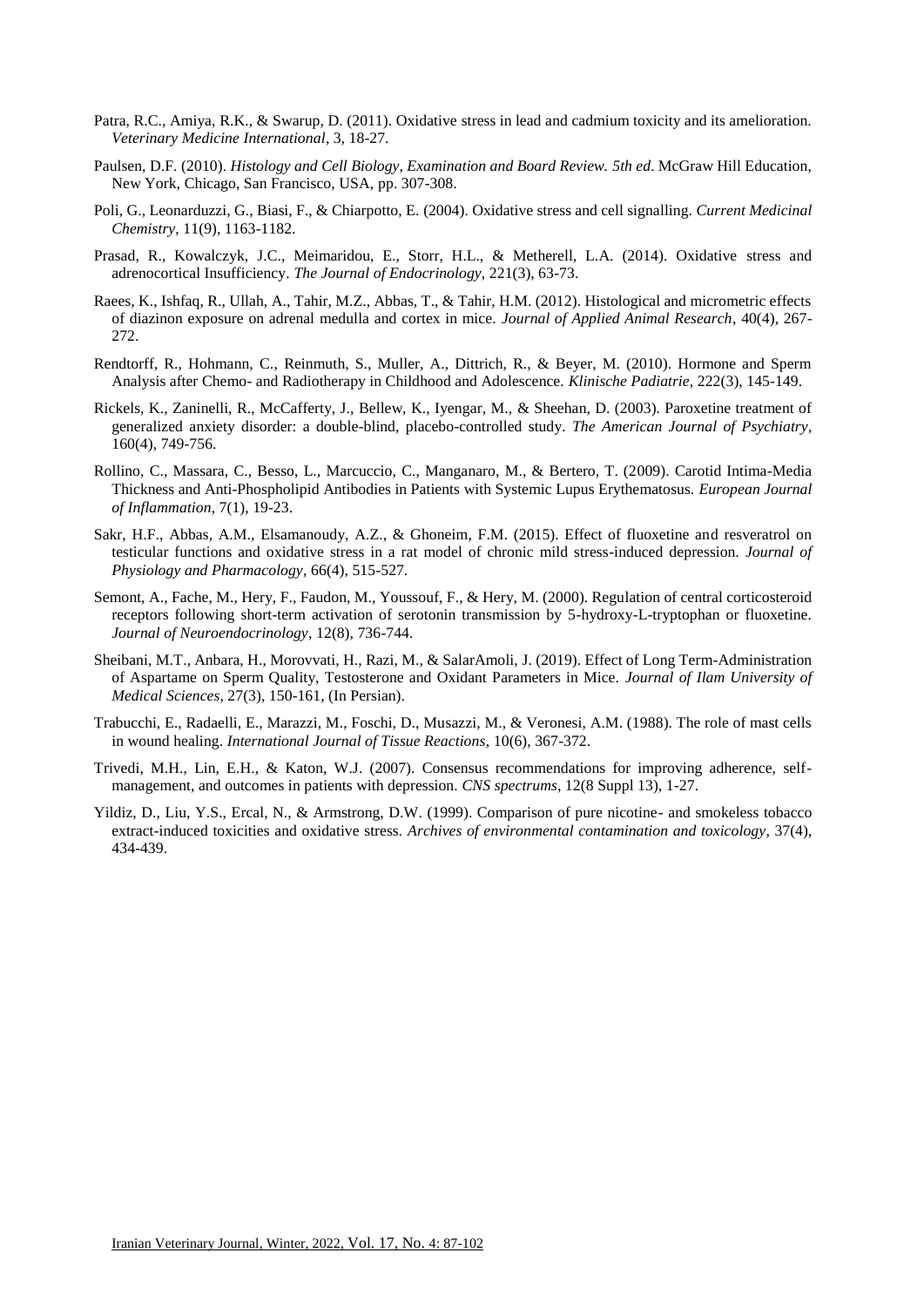Patra, R.C., Amiya, R.K., & Swarup, D. (2011). Oxidative stress in lead and cadmium toxicity and its amelioration. *Veterinary Medicine International*, 3, 18-27.

Paulsen, D.F. (2010). *Histology and Cell Biology, Examination and Board Review. 5th ed*. McGraw Hill Education, New York, Chicago, San Francisco, USA, pp. 307-308.

Poli, G., Leonarduzzi, G., Biasi, F., & Chiarpotto, E. (2004). Oxidative stress and cell signalling. *Current Medicinal Chemistry*, 11(9), 1163-1182.

Prasad, R., Kowalczyk, J.C., Meimaridou, E., Storr, H.L., & Metherell, L.A. (2014). Oxidative stress and adrenocortical Insufficiency. *The Journal of Endocrinology*, 221(3), 63-73.

Raees, K., Ishfaq, R., Ullah, A., Tahir, M.Z., Abbas, T., & Tahir, H.M. (2012). Histological and micrometric effects of diazinon exposure on adrenal medulla and cortex in mice. *Journal of Applied Animal Research*, 40(4), 267-272.

Rendtorff, R., Hohmann, C., Reinmuth, S., Muller, A., Dittrich, R., & Beyer, M. (2010). Hormone and Sperm Analysis after Chemo- and Radiotherapy in Childhood and Adolescence. *Klinische Padiatrie*, 222(3), 145-149.

Rickels, K., Zaninelli, R., McCafferty, J., Bellew, K., Iyengar, M., & Sheehan, D. (2003). Paroxetine treatment of generalized anxiety disorder: a double-blind, placebo-controlled study. *The American Journal of Psychiatry*, 160(4), 749-756.

Rollino, C., Massara, C., Besso, L., Marcuccio, C., Manganaro, M., & Bertero, T. (2009). Carotid Intima-Media Thickness and Anti-Phospholipid Antibodies in Patients with Systemic Lupus Erythematosus. *European Journal of Inflammation*, 7(1), 19-23.

Sakr, H.F., Abbas, A.M., Elsamanoudy, A.Z., & Ghoneim, F.M. (2015). Effect of fluoxetine and resveratrol on testicular functions and oxidative stress in a rat model of chronic mild stress-induced depression. *Journal of Physiology and Pharmacology*, 66(4), 515-527.

Semont, A., Fache, M., Hery, F., Faudon, M., Youssouf, F., & Hery, M. (2000). Regulation of central corticosteroid receptors following short-term activation of serotonin transmission by 5-hydroxy-L-tryptophan or fluoxetine. *Journal of Neuroendocrinology*, 12(8), 736-744.

Sheibani, M.T., Anbara, H., Morovvati, H., Razi, M., & SalarAmoli, J. (2019). Effect of Long Term-Administration of Aspartame on Sperm Quality, Testosterone and Oxidant Parameters in Mice. *Journal of Ilam University of Medical Sciences*, 27(3), 150-161, (In Persian).

Trabucchi, E., Radaelli, E., Marazzi, M., Foschi, D., Musazzi, M., & Veronesi, A.M. (1988). The role of mast cells in wound healing. *International Journal of Tissue Reactions*, 10(6), 367-372.

Trivedi, M.H., Lin, E.H., & Katon, W.J. (2007). Consensus recommendations for improving adherence, self-management, and outcomes in patients with depression. *CNS spectrums*, 12(8 Suppl 13), 1-27.

Yildiz, D., Liu, Y.S., Ercal, N., & Armstrong, D.W. (1999). Comparison of pure nicotine- and smokeless tobacco extract-induced toxicities and oxidative stress. *Archives of environmental contamination and toxicology*, 37(4), 434-439.